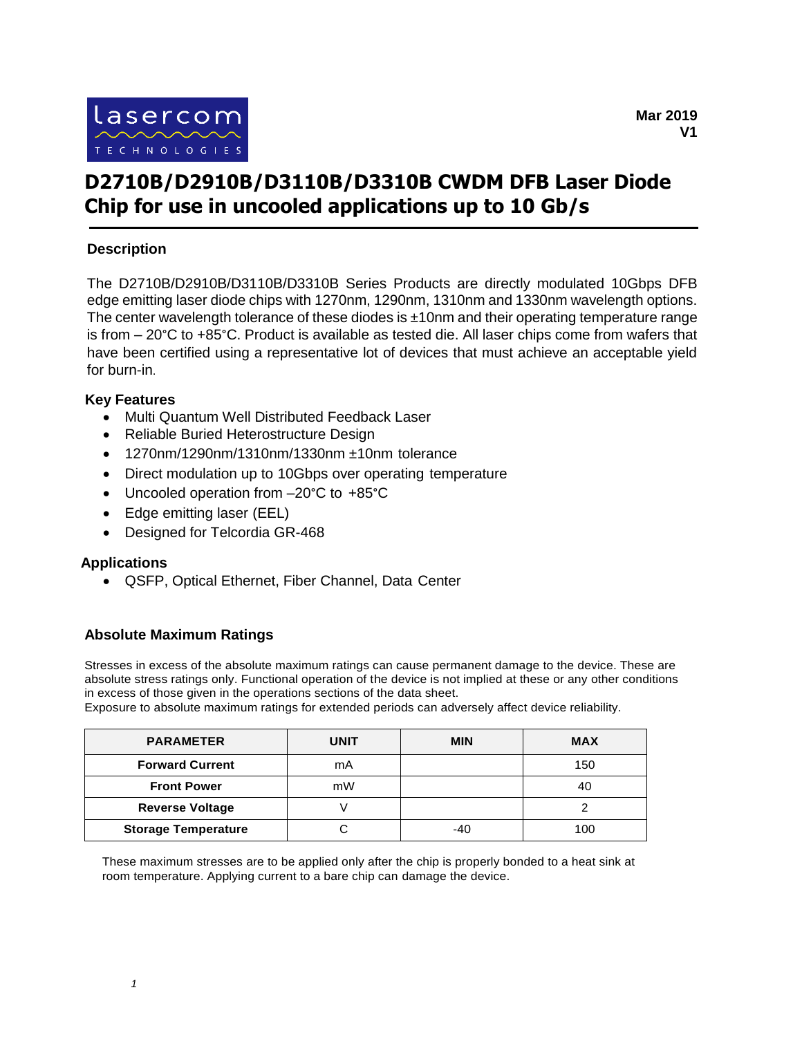lasercom TECHNOLOGIES

**Mar 2019**
**V1**

# D2710B/D2910B/D3110B/D3310B CWDM DFB Laser Diode Chip for use in uncooled applications up to 10 Gb/s

## Description

The D2710B/D2910B/D3110B/D3310B Series Products are directly modulated 10Gbps DFB edge emitting laser diode chips with 1270nm, 1290nm, 1310nm and 1330nm wavelength options. The center wavelength tolerance of these diodes is ±10nm and their operating temperature range is from – 20°C to +85°C. Product is available as tested die. All laser chips come from wafers that have been certified using a representative lot of devices that must achieve an acceptable yield for burn-in.

## Key Features

- Multi Quantum Well Distributed Feedback Laser
- Reliable Buried Heterostructure Design
- 1270nm/1290nm/1310nm/1330nm ±10nm tolerance
- Direct modulation up to 10Gbps over operating temperature
- Uncooled operation from –20°C to +85°C
- Edge emitting laser (EEL)
- Designed for Telcordia GR-468

## Applications

- QSFP, Optical Ethernet, Fiber Channel, Data Center

## Absolute Maximum Ratings

Stresses in excess of the absolute maximum ratings can cause permanent damage to the device. These are absolute stress ratings only. Functional operation of the device is not implied at these or any other conditions in excess of those given in the operations sections of the data sheet.
Exposure to absolute maximum ratings for extended periods can adversely affect device reliability.

| PARAMETER | UNIT | MIN | MAX |
|---|---|---|---|
| **Forward Current** | mA | | 150 |
| **Front Power** | mW | | 40 |
| **Reverse Voltage** | V | | 2 |
| **Storage Temperature** | C | -40 | 100 |

These maximum stresses are to be applied only after the chip is properly bonded to a heat sink at room temperature. Applying current to a bare chip can damage the device.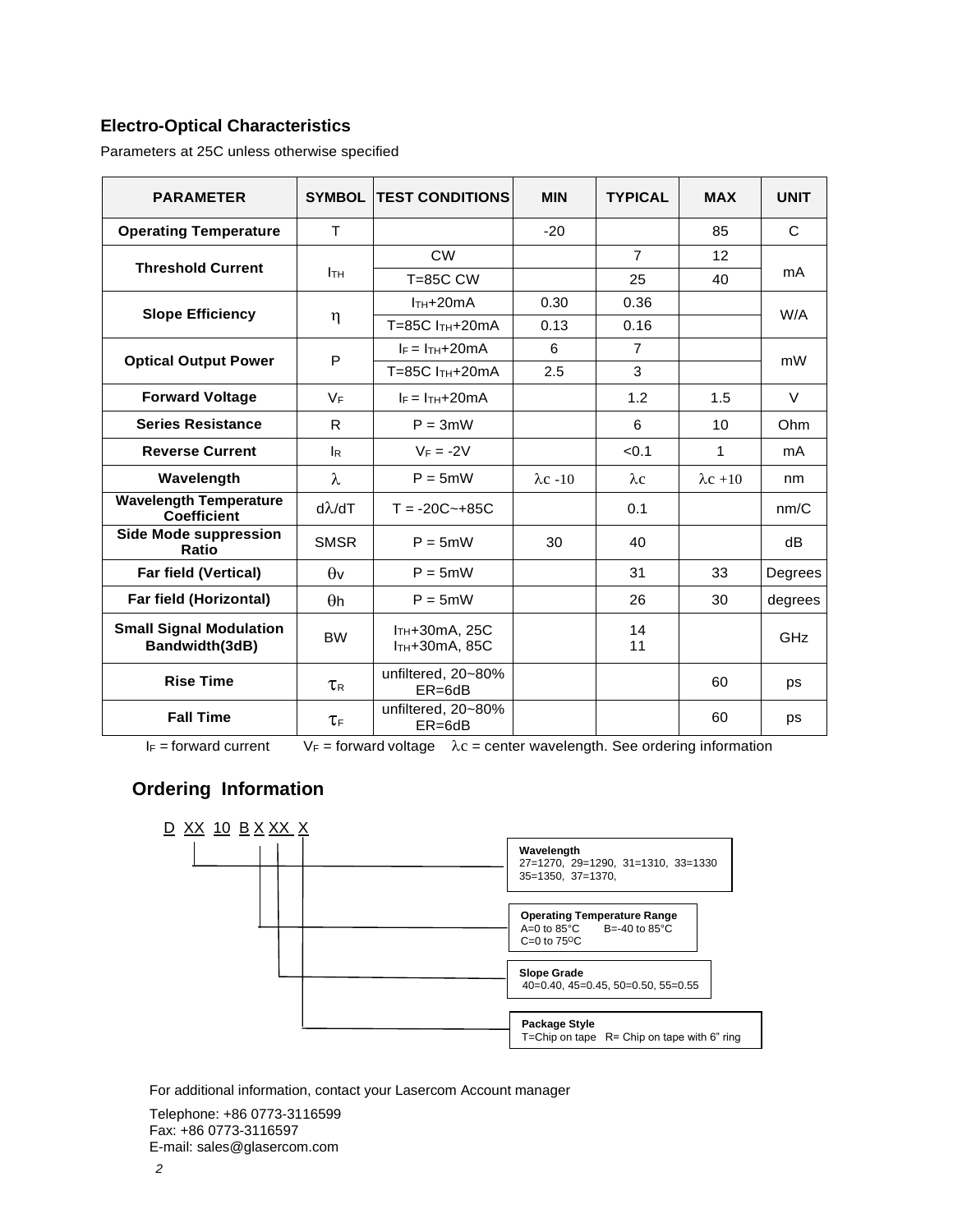## Electro-Optical Characteristics

Parameters at 25C unless otherwise specified

| PARAMETER | SYMBOL | TEST CONDITIONS | MIN | TYPICAL | MAX | UNIT |
|---|---|---|---|---|---|---|
| **Operating Temperature** | T | | -20 | | 85 | C |
| **Threshold Current** | $I_{TH}$ | CW | | 7 | 12 | mA |
| | | T=85C CW | | 25 | 40 | |
| **Slope Efficiency** | η | $I_{TH}$+20mA | 0.30 | 0.36 | | W/A |
| | | T=85C $I_{TH}$+20mA | 0.13 | 0.16 | | |
| **Optical Output Power** | P | $I_F = I_{TH}$+20mA | 6 | 7 | | mW |
| | | T=85C $I_{TH}$+20mA | 2.5 | 3 | | |
| **Forward Voltage** | $V_F$ | $I_F = I_{TH}$+20mA | | 1.2 | 1.5 | V |
| **Series Resistance** | R | P = 3mW | | 6 | 10 | Ohm |
| **Reverse Current** | $I_R$ | $V_F$ = -2V | | <0.1 | 1 | mA |
| **Wavelength** | λ | P = 5mW | λc -10 | λc | λc +10 | nm |
| **Wavelength Temperature Coefficient** | dλ/dT | T = -20C~+85C | | 0.1 | | nm/C |
| **Side Mode suppression Ratio** | SMSR | P = 5mW | 30 | 40 | | dB |
| **Far field (Vertical)** | θv | P = 5mW | | 31 | 33 | Degrees |
| **Far field (Horizontal)** | θh | P = 5mW | | 26 | 30 | degrees |
| **Small Signal Modulation Bandwidth(3dB)** | BW | $I_{TH}$+30mA, 25C<br>$I_{TH}$+30mA, 85C | | 14<br>11 | | GHz |
| **Rise Time** | $\tau_R$ | unfiltered, 20~80% ER=6dB | | | 60 | ps |
| **Fall Time** | $\tau_F$ | unfiltered, 20~80% ER=6dB | | | 60 | ps |

$I_F$ = forward current    $V_F$ = forward voltage    λc = center wavelength. See ordering information

## Ordering Information

D XX 10 B X XX X

**Wavelength**
27=1270, 29=1290, 31=1310, 33=1330
35=1350, 37=1370,

**Operating Temperature Range**
A=0 to 85°C    B=-40 to 85°C
C=0 to 75°C

**Slope Grade**
40=0.40, 45=0.45, 50=0.50, 55=0.55

**Package Style**
T=Chip on tape   R= Chip on tape with 6" ring

For additional information, contact your Lasercom Account manager

Telephone: +86 0773-3116599
Fax: +86 0773-3116597
E-mail: sales@glasercom.com